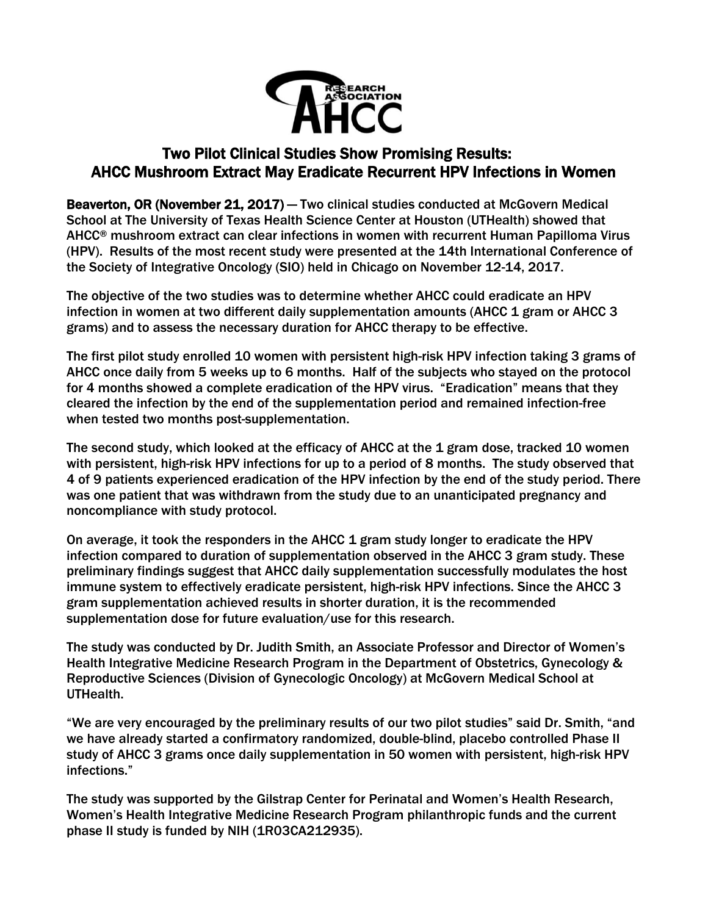# Two Pilot Clinical Studies Show Promising Results: AHCC Mushroom Extract May Eradicate Recurrent HPV Infections in Women

**Beaverton, OR (November 21, 2017)** — Two clinical studies conducted at McGovern Medical School at The University of Texas Health Science Center at Houston (UTHealth) showed that AHCC® mushroom extract can clear infections in women with recurrent Human Papilloma Virus (HPV). Results of the most recent study were presented at the 14th International Conference of the Society of Integrative Oncology (SIO) held in Chicago on November 12-14, 2017.

The objective of the two studies was to determine whether AHCC could eradicate an HPV infection in women at two different daily supplementation amounts (AHCC 1 gram or AHCC 3 grams) and to assess the necessary duration for AHCC therapy to be effective.

The first pilot study enrolled 10 women with persistent high-risk HPV infection taking 3 grams of AHCC once daily from 5 weeks up to 6 months. Half of the subjects who stayed on the protocol for 4 months showed a complete eradication of the HPV virus. "Eradication" means that they cleared the infection by the end of the supplementation period and remained infection-free when tested two months post-supplementation.

The second study, which looked at the efficacy of AHCC at the 1 gram dose, tracked 10 women with persistent, high-risk HPV infections for up to a period of 8 months. The study observed that 4 of 9 patients experienced eradication of the HPV infection by the end of the study period. There was one patient that was withdrawn from the study due to an unanticipated pregnancy and noncompliance with study protocol.

On average, it took the responders in the AHCC 1 gram study longer to eradicate the HPV infection compared to duration of supplementation observed in the AHCC 3 gram study. These preliminary findings suggest that AHCC daily supplementation successfully modulates the host immune system to effectively eradicate persistent, high-risk HPV infections. Since the AHCC 3 gram supplementation achieved results in shorter duration, it is the recommended supplementation dose for future evaluation/use for this research.

The study was conducted by Dr. Judith Smith, an Associate Professor and Director of Women's Health Integrative Medicine Research Program in the Department of Obstetrics, Gynecology & Reproductive Sciences (Division of Gynecologic Oncology) at McGovern Medical School at UTHealth.

"We are very encouraged by the preliminary results of our two pilot studies" said Dr. Smith, "and we have already started a confirmatory randomized, double-blind, placebo controlled Phase II study of AHCC 3 grams once daily supplementation in 50 women with persistent, high-risk HPV infections."

The study was supported by the Gilstrap Center for Perinatal and Women's Health Research, Women's Health Integrative Medicine Research Program philanthropic funds and the current phase II study is funded by NIH (1R03CA212935).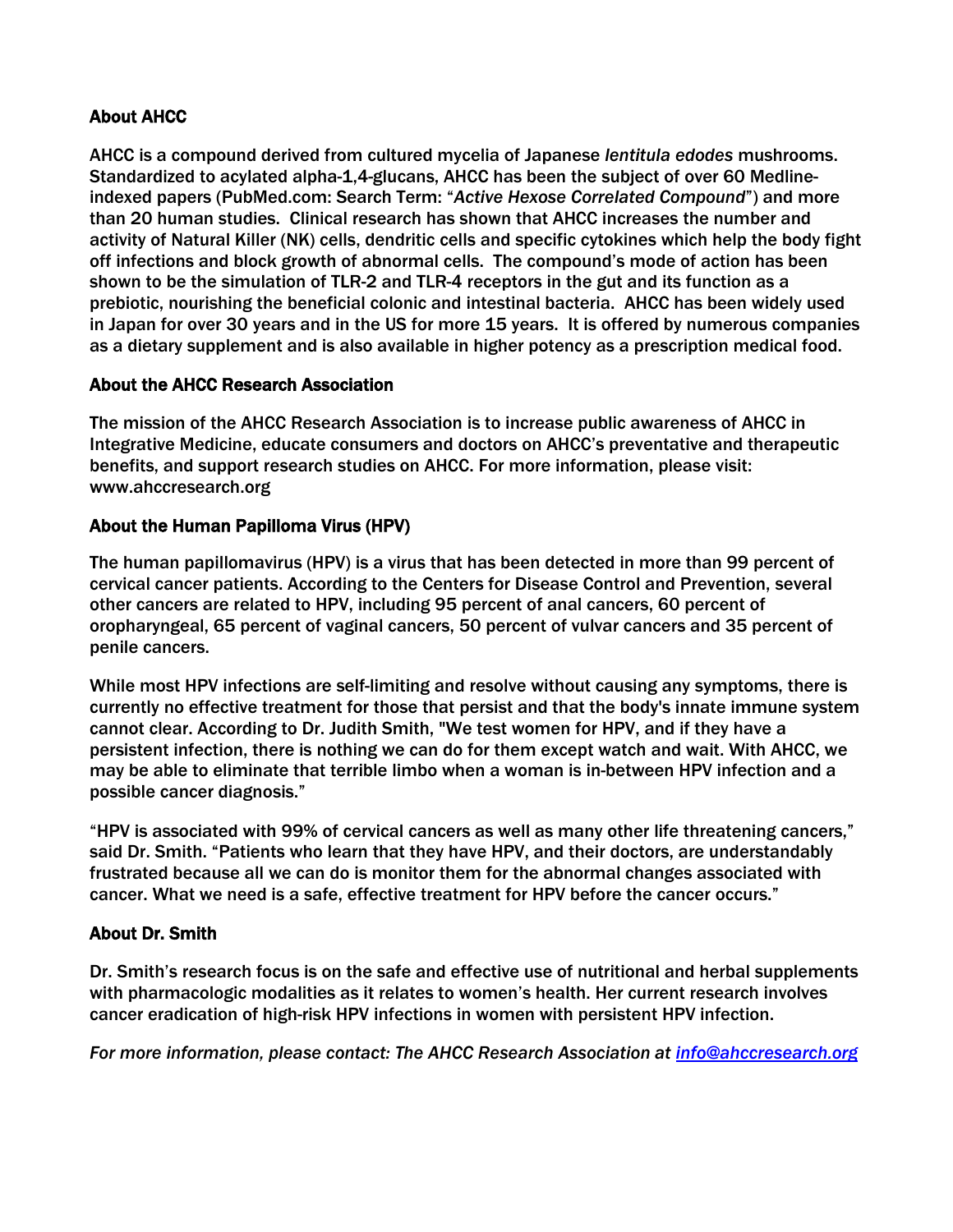## About AHCC

AHCC is a compound derived from cultured mycelia of Japanese *lentitula edodes* mushrooms. Standardized to acylated alpha-1,4-glucans, AHCC has been the subject of over 60 Medline-indexed papers (PubMed.com: Search Term: "*Active Hexose Correlated Compound*") and more than 20 human studies. Clinical research has shown that AHCC increases the number and activity of Natural Killer (NK) cells, dendritic cells and specific cytokines which help the body fight off infections and block growth of abnormal cells. The compound's mode of action has been shown to be the simulation of TLR-2 and TLR-4 receptors in the gut and its function as a prebiotic, nourishing the beneficial colonic and intestinal bacteria. AHCC has been widely used in Japan for over 30 years and in the US for more 15 years. It is offered by numerous companies as a dietary supplement and is also available in higher potency as a prescription medical food.

## About the AHCC Research Association

The mission of the AHCC Research Association is to increase public awareness of AHCC in Integrative Medicine, educate consumers and doctors on AHCC's preventative and therapeutic benefits, and support research studies on AHCC. For more information, please visit: www.ahccresearch.org

## About the Human Papilloma Virus (HPV)

The human papillomavirus (HPV) is a virus that has been detected in more than 99 percent of cervical cancer patients. According to the Centers for Disease Control and Prevention, several other cancers are related to HPV, including 95 percent of anal cancers, 60 percent of oropharyngeal, 65 percent of vaginal cancers, 50 percent of vulvar cancers and 35 percent of penile cancers.

While most HPV infections are self-limiting and resolve without causing any symptoms, there is currently no effective treatment for those that persist and that the body's innate immune system cannot clear. According to Dr. Judith Smith, "We test women for HPV, and if they have a persistent infection, there is nothing we can do for them except watch and wait. With AHCC, we may be able to eliminate that terrible limbo when a woman is in-between HPV infection and a possible cancer diagnosis."

"HPV is associated with 99% of cervical cancers as well as many other life threatening cancers," said Dr. Smith. "Patients who learn that they have HPV, and their doctors, are understandably frustrated because all we can do is monitor them for the abnormal changes associated with cancer. What we need is a safe, effective treatment for HPV before the cancer occurs."

## About Dr. Smith

Dr. Smith's research focus is on the safe and effective use of nutritional and herbal supplements with pharmacologic modalities as it relates to women's health. Her current research involves cancer eradication of high-risk HPV infections in women with persistent HPV infection.

*For more information, please contact: The AHCC Research Association at [info@ahccresearch.org](mailto:info@ahccresearch.org)*